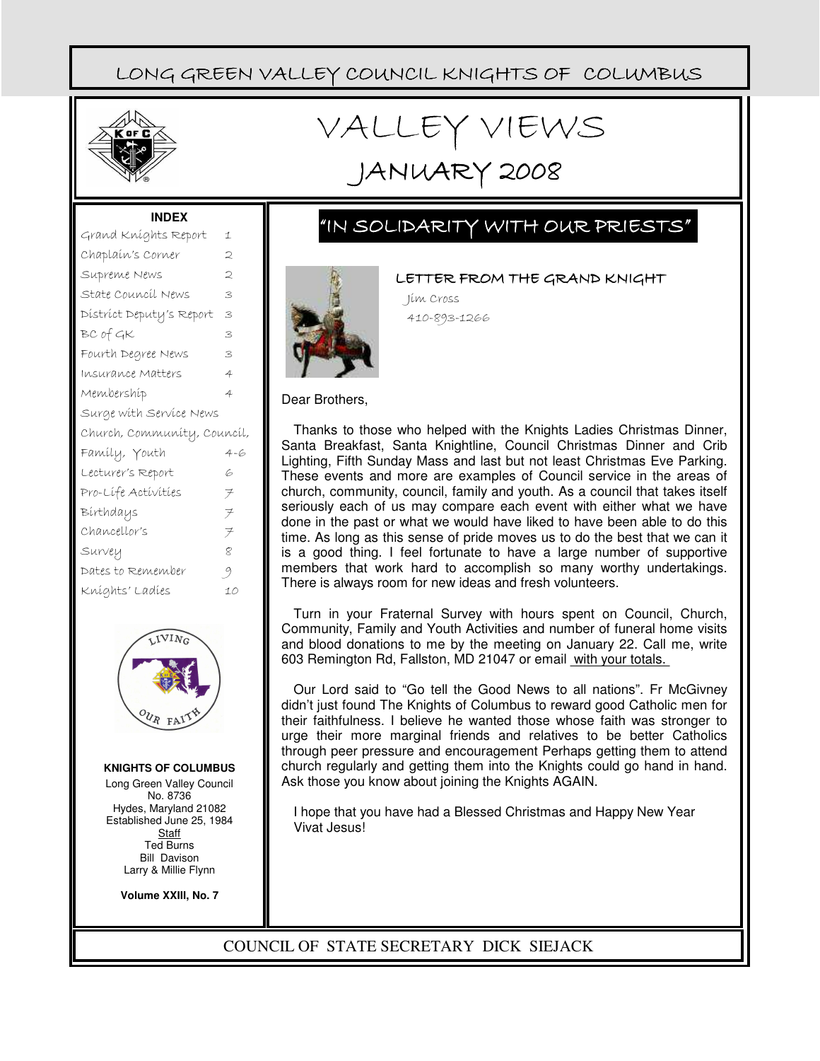LONG GREEN VALLEY COUNCIL KNIGHTS OF COLUMBUS

# VALLEY VIEWS

## JANUARY 2008

**INDEX**

| | |
|---|---|
| Grand Knights Report | 1 |
| Chaplain's Corner | 2 |
| Supreme News | 2 |
| State Council News | 3 |
| District Deputy's Report | 3 |
| BC of GK | 3 |
| Fourth Degree News | 3 |
| Insurance Matters | 4 |
| Membership | 4 |
| Surge with Service News | |
| Church, Community, Council, Family, Youth | 4-6 |
| Lecturer's Report | 6 |
| Pro-Life Activities | 7 |
| Birthdays | 7 |
| Chancellor's | 7 |
| Survey | 8 |
| Dates to Remember | 9 |
| Knights' Ladies | 10 |

**KNIGHTS OF COLUMBUS**

Long Green Valley Council No. 8736
Hydes, Maryland 21082
Established June 25, 1984

Staff
Ted Burns
Bill Davison
Larry & Millie Flynn

**Volume XXIII, No. 7**

## "IN SOLIDARITY WITH OUR PRIESTS"

### LETTER FROM THE GRAND KNIGHT

Jim Cross
410-893-1266

Dear Brothers,

Thanks to those who helped with the Knights Ladies Christmas Dinner, Santa Breakfast, Santa Knightline, Council Christmas Dinner and Crib Lighting, Fifth Sunday Mass and last but not least Christmas Eve Parking. These events and more are examples of Council service in the areas of church, community, council, family and youth. As a council that takes itself seriously each of us may compare each event with either what we have done in the past or what we would have liked to have been able to do this time. As long as this sense of pride moves us to do the best that we can it is a good thing. I feel fortunate to have a large number of supportive members that work hard to accomplish so many worthy undertakings. There is always room for new ideas and fresh volunteers.

Turn in your Fraternal Survey with hours spent on Council, Church, Community, Family and Youth Activities and number of funeral home visits and blood donations to me by the meeting on January 22. Call me, write 603 Remington Rd, Fallston, MD 21047 or email with your totals.

Our Lord said to "Go tell the Good News to all nations". Fr McGivney didn't just found The Knights of Columbus to reward good Catholic men for their faithfulness. I believe he wanted those whose faith was stronger to urge their more marginal friends and relatives to be better Catholics through peer pressure and encouragement Perhaps getting them to attend church regularly and getting them into the Knights could go hand in hand. Ask those you know about joining the Knights AGAIN.

I hope that you have had a Blessed Christmas and Happy New Year
Vivat Jesus!

COUNCIL OF STATE SECRETARY DICK SIEJACK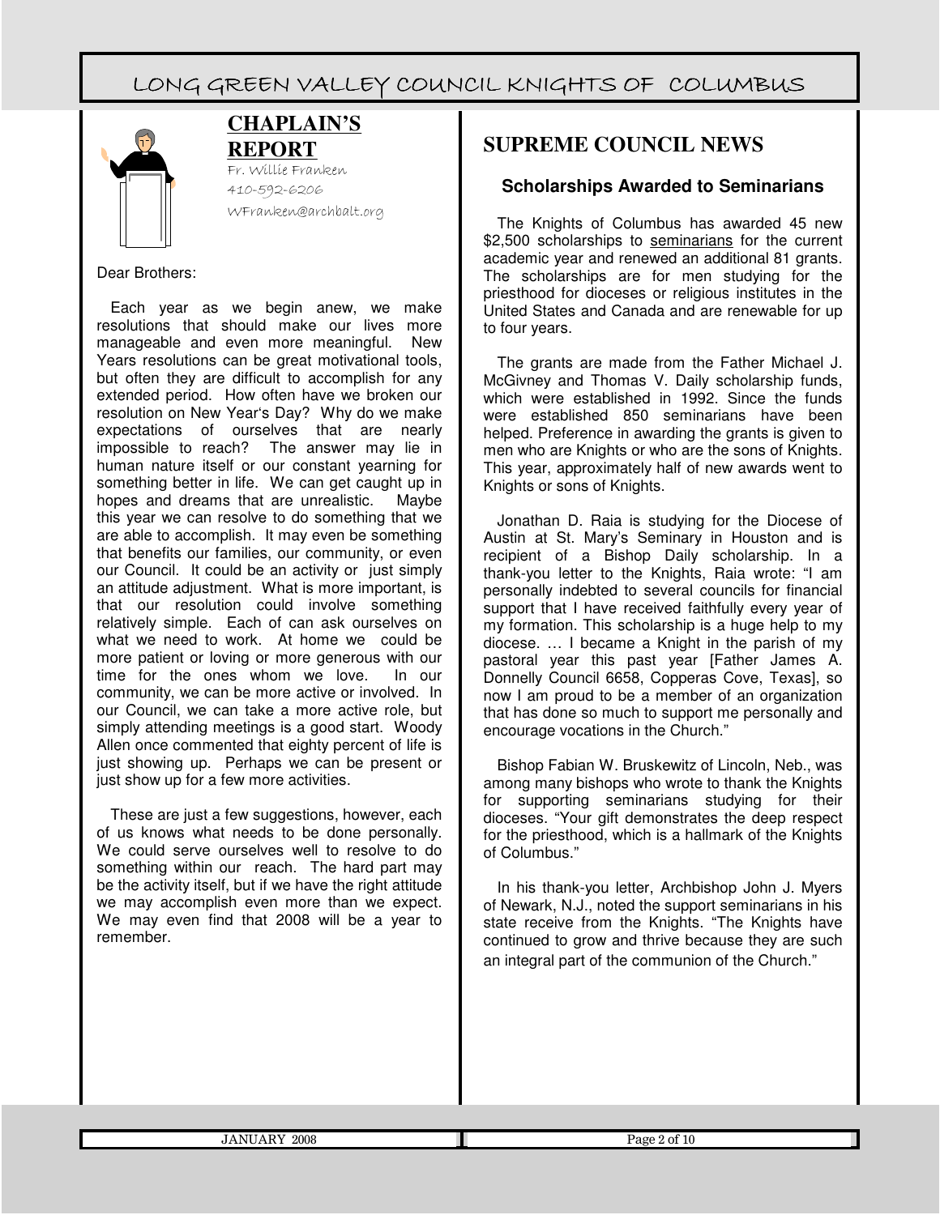## CHAPLAIN'S REPORT

Fr. Willie Franken
410-592-6206
WFranken@archbalt.org

Dear Brothers:

Each year as we begin anew, we make resolutions that should make our lives more manageable and even more meaningful. New Years resolutions can be great motivational tools, but often they are difficult to accomplish for any extended period. How often have we broken our resolution on New Year's Day? Why do we make expectations of ourselves that are nearly impossible to reach? The answer may lie in human nature itself or our constant yearning for something better in life. We can get caught up in hopes and dreams that are unrealistic. Maybe this year we can resolve to do something that we are able to accomplish. It may even be something that benefits our families, our community, or even our Council. It could be an activity or just simply an attitude adjustment. What is more important, is that our resolution could involve something relatively simple. Each of can ask ourselves on what we need to work. At home we could be more patient or loving or more generous with our time for the ones whom we love. In our community, we can be more active or involved. In our Council, we can take a more active role, but simply attending meetings is a good start. Woody Allen once commented that eighty percent of life is just showing up. Perhaps we can be present or just show up for a few more activities.

These are just a few suggestions, however, each of us knows what needs to be done personally. We could serve ourselves well to resolve to do something within our reach. The hard part may be the activity itself, but if we have the right attitude we may accomplish even more than we expect. We may even find that 2008 will be a year to remember.

## SUPREME COUNCIL NEWS

### Scholarships Awarded to Seminarians

The Knights of Columbus has awarded 45 new $2,500 scholarships to seminarians for the current academic year and renewed an additional 81 grants. The scholarships are for men studying for the priesthood for dioceses or religious institutes in the United States and Canada and are renewable for up to four years.

The grants are made from the Father Michael J. McGivney and Thomas V. Daily scholarship funds, which were established in 1992. Since the funds were established 850 seminarians have been helped. Preference in awarding the grants is given to men who are Knights or who are the sons of Knights. This year, approximately half of new awards went to Knights or sons of Knights.

Jonathan D. Raia is studying for the Diocese of Austin at St. Mary's Seminary in Houston and is recipient of a Bishop Daily scholarship. In a thank-you letter to the Knights, Raia wrote: "I am personally indebted to several councils for financial support that I have received faithfully every year of my formation. This scholarship is a huge help to my diocese. … I became a Knight in the parish of my pastoral year this past year [Father James A. Donnelly Council 6658, Copperas Cove, Texas], so now I am proud to be a member of an organization that has done so much to support me personally and encourage vocations in the Church."

Bishop Fabian W. Bruskewitz of Lincoln, Neb., was among many bishops who wrote to thank the Knights for supporting seminarians studying for their dioceses. "Your gift demonstrates the deep respect for the priesthood, which is a hallmark of the Knights of Columbus."

In his thank-you letter, Archbishop John J. Myers of Newark, N.J., noted the support seminarians in his state receive from the Knights. "The Knights have continued to grow and thrive because they are such an integral part of the communion of the Church."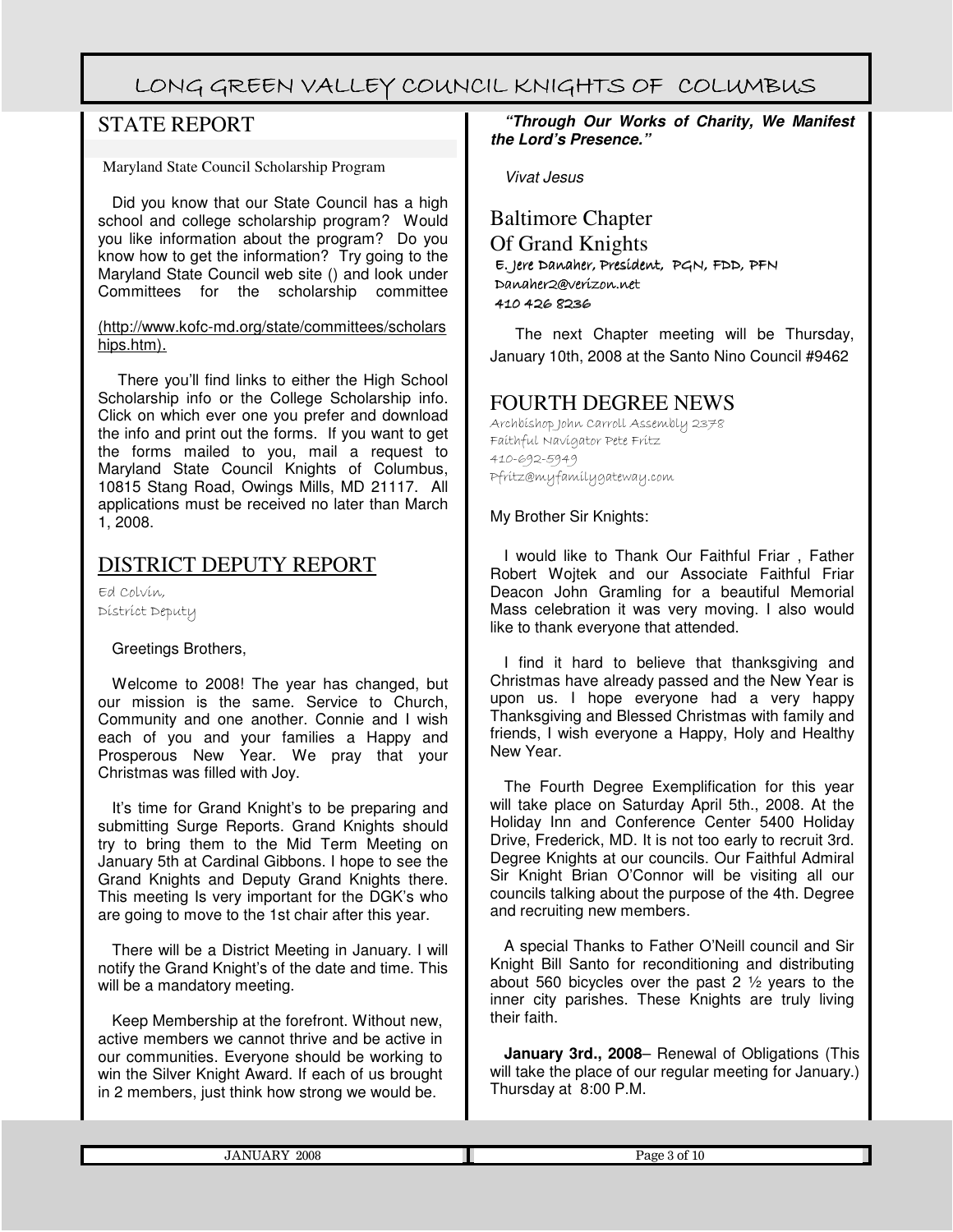## STATE REPORT

Maryland State Council Scholarship Program

Did you know that our State Council has a high school and college scholarship program? Would you like information about the program? Do you know how to get the information? Try going to the Maryland State Council web site () and look under Committees for the scholarship committee

(http://www.kofc-md.org/state/committees/scholarships.htm).

There you'll find links to either the High School Scholarship info or the College Scholarship info. Click on which ever one you prefer and download the info and print out the forms. If you want to get the forms mailed to you, mail a request to Maryland State Council Knights of Columbus, 10815 Stang Road, Owings Mills, MD 21117. All applications must be received no later than March 1, 2008.

## DISTRICT DEPUTY REPORT

Ed Colvin,
District Deputy

Greetings Brothers,

Welcome to 2008! The year has changed, but our mission is the same. Service to Church, Community and one another. Connie and I wish each of you and your families a Happy and Prosperous New Year. We pray that your Christmas was filled with Joy.

It's time for Grand Knight's to be preparing and submitting Surge Reports. Grand Knights should try to bring them to the Mid Term Meeting on January 5th at Cardinal Gibbons. I hope to see the Grand Knights and Deputy Grand Knights there. This meeting Is very important for the DGK's who are going to move to the 1st chair after this year.

There will be a District Meeting in January. I will notify the Grand Knight's of the date and time. This will be a mandatory meeting.

Keep Membership at the forefront. Without new, active members we cannot thrive and be active in our communities. Everyone should be working to win the Silver Knight Award. If each of us brought in 2 members, just think how strong we would be.

***"Through Our Works of Charity, We Manifest the Lord's Presence."***

*Vivat Jesus*

## Baltimore Chapter Of Grand Knights

**E. Jere Danaher, President, PGN, FDD, PFN**
**Danaher2@verizon.net**
**410 426 8236**

The next Chapter meeting will be Thursday, January 10th, 2008 at the Santo Nino Council #9462

## FOURTH DEGREE NEWS

Archbishop John Carroll Assembly 2378
Faithful Navigator Pete Fritz
410-692-5949
Pfritz@myfamilygateway.com

My Brother Sir Knights:

I would like to Thank Our Faithful Friar , Father Robert Wojtek and our Associate Faithful Friar Deacon John Gramling for a beautiful Memorial Mass celebration it was very moving. I also would like to thank everyone that attended.

I find it hard to believe that thanksgiving and Christmas have already passed and the New Year is upon us. I hope everyone had a very happy Thanksgiving and Blessed Christmas with family and friends, I wish everyone a Happy, Holy and Healthy New Year.

The Fourth Degree Exemplification for this year will take place on Saturday April 5th., 2008. At the Holiday Inn and Conference Center 5400 Holiday Drive, Frederick, MD. It is not too early to recruit 3rd. Degree Knights at our councils. Our Faithful Admiral Sir Knight Brian O'Connor will be visiting all our councils talking about the purpose of the 4th. Degree and recruiting new members.

A special Thanks to Father O'Neill council and Sir Knight Bill Santo for reconditioning and distributing about 560 bicycles over the past 2 ½ years to the inner city parishes. These Knights are truly living their faith.

**January 3rd., 2008**– Renewal of Obligations (This will take the place of our regular meeting for January.) Thursday at 8:00 P.M.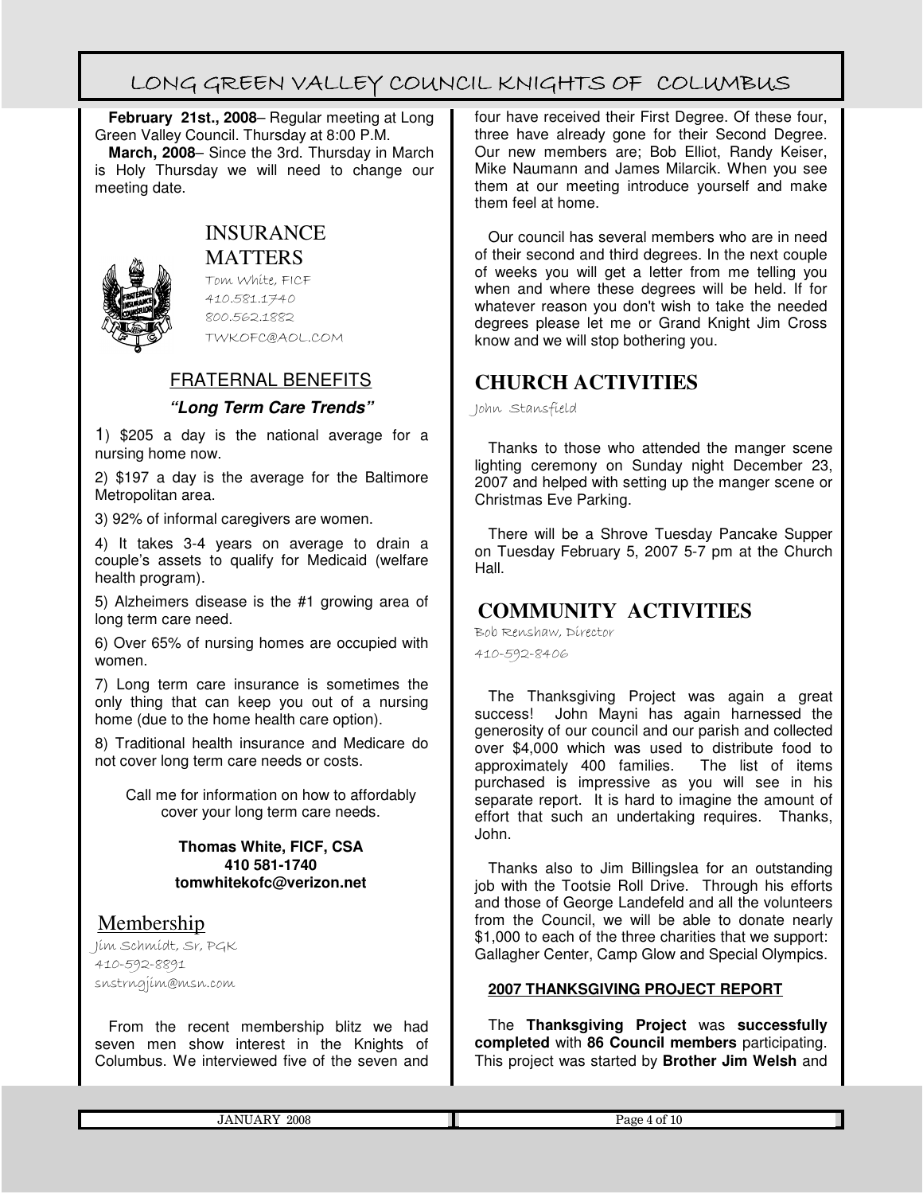**February 21st., 2008**– Regular meeting at Long Green Valley Council. Thursday at 8:00 P.M.

**March, 2008**– Since the 3rd. Thursday in March is Holy Thursday we will need to change our meeting date.

## INSURANCE MATTERS

Tom White, FICF
410.581.1740
800.562.1882
TWKOFC@AOL.COM

### FRATERNAL BENEFITS

***"Long Term Care Trends"***

1) $205 a day is the national average for a nursing home now.

2) $197 a day is the average for the Baltimore Metropolitan area.

3) 92% of informal caregivers are women.

4) It takes 3-4 years on average to drain a couple's assets to qualify for Medicaid (welfare health program).

5) Alzheimers disease is the #1 growing area of long term care need.

6) Over 65% of nursing homes are occupied with women.

7) Long term care insurance is sometimes the only thing that can keep you out of a nursing home (due to the home health care option).

8) Traditional health insurance and Medicare do not cover long term care needs or costs.

Call me for information on how to affordably cover your long term care needs.

**Thomas White, FICF, CSA**
**410 581-1740**
**tomwhitekofc@verizon.net**

## Membership

Jim Schmidt, Sr, PGK
410-592-8891
snstrngjim@msn.com

From the recent membership blitz we had seven men show interest in the Knights of Columbus. We interviewed five of the seven and four have received their First Degree. Of these four, three have already gone for their Second Degree. Our new members are; Bob Elliot, Randy Keiser, Mike Naumann and James Milarcik. When you see them at our meeting introduce yourself and make them feel at home.

Our council has several members who are in need of their second and third degrees. In the next couple of weeks you will get a letter from me telling you when and where these degrees will be held. If for whatever reason you don't wish to take the needed degrees please let me or Grand Knight Jim Cross know and we will stop bothering you.

## CHURCH ACTIVITIES

John Stansfield

Thanks to those who attended the manger scene lighting ceremony on Sunday night December 23, 2007 and helped with setting up the manger scene or Christmas Eve Parking.

There will be a Shrove Tuesday Pancake Supper on Tuesday February 5, 2007 5-7 pm at the Church Hall.

## COMMUNITY ACTIVITIES

Bob Renshaw, Director
410-592-8406

The Thanksgiving Project was again a great success! John Mayni has again harnessed the generosity of our council and our parish and collected over $4,000 which was used to distribute food to approximately 400 families. The list of items purchased is impressive as you will see in his separate report. It is hard to imagine the amount of effort that such an undertaking requires. Thanks, John.

Thanks also to Jim Billingslea for an outstanding job with the Tootsie Roll Drive. Through his efforts and those of George Landefeld and all the volunteers from the Council, we will be able to donate nearly $1,000 to each of the three charities that we support: Gallagher Center, Camp Glow and Special Olympics.

**2007 THANKSGIVING PROJECT REPORT**

The **Thanksgiving Project** was **successfully completed** with **86 Council members** participating. This project was started by **Brother Jim Welsh** and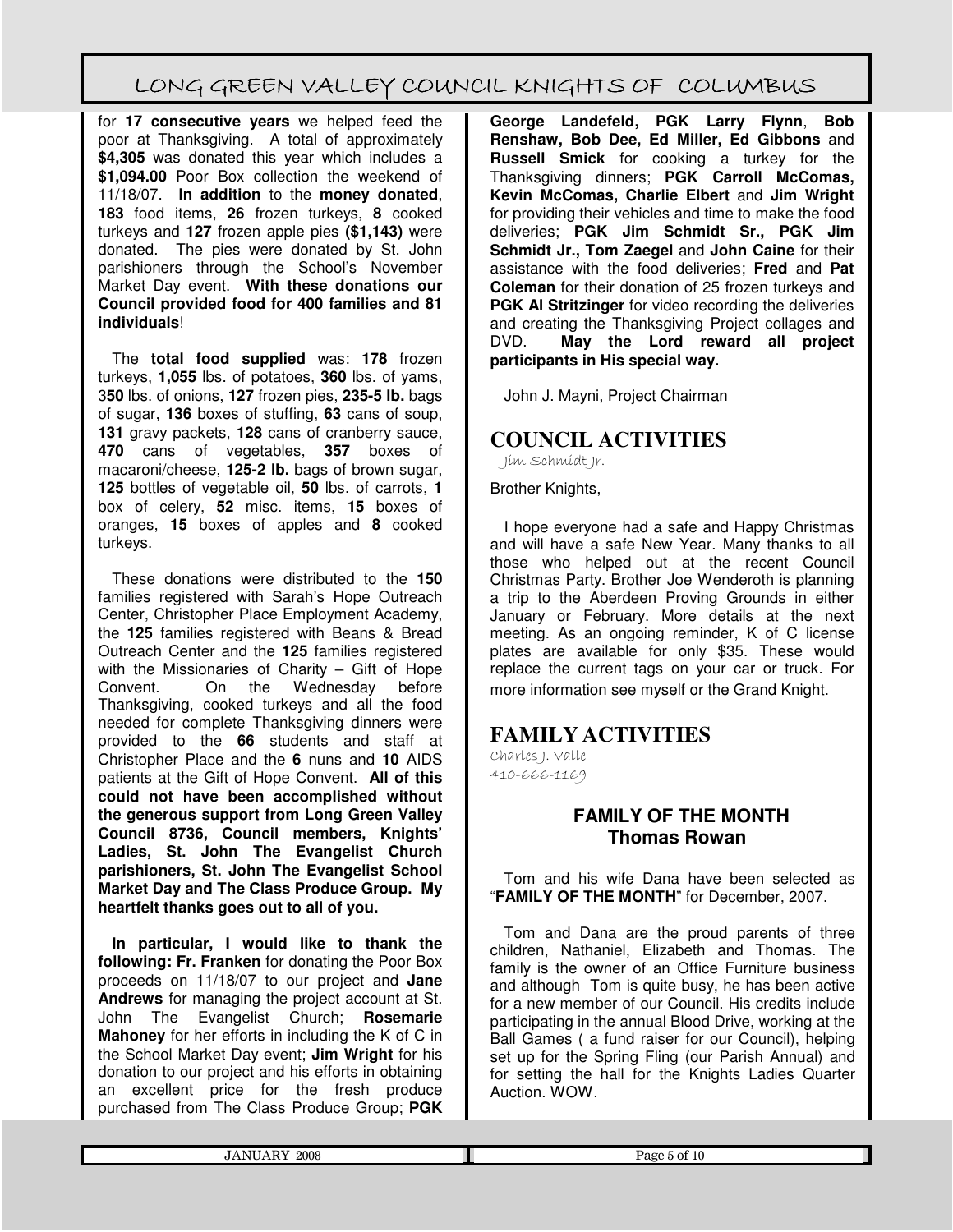for **17 consecutive years** we helped feed the poor at Thanksgiving. A total of approximately **$4,305** was donated this year which includes a **$1,094.00** Poor Box collection the weekend of 11/18/07. **In addition** to the **money donated**, **183** food items, **26** frozen turkeys, **8** cooked turkeys and **127** frozen apple pies **($1,143)** were donated. The pies were donated by St. John parishioners through the School's November Market Day event. **With these donations our Council provided food for 400 families and 81 individuals**!

The **total food supplied** was: **178** frozen turkeys, **1,055** lbs. of potatoes, **360** lbs. of yams, 3**50** lbs. of onions, **127** frozen pies, **235-5 lb.** bags of sugar, **136** boxes of stuffing, **63** cans of soup, **131** gravy packets, **128** cans of cranberry sauce, **470** cans of vegetables, **357** boxes of macaroni/cheese, **125-2 lb.** bags of brown sugar, **125** bottles of vegetable oil, **50** lbs. of carrots, **1** box of celery, **52** misc. items, **15** boxes of oranges, **15** boxes of apples and **8** cooked turkeys.

These donations were distributed to the **150** families registered with Sarah's Hope Outreach Center, Christopher Place Employment Academy, the **125** families registered with Beans & Bread Outreach Center and the **125** families registered with the Missionaries of Charity – Gift of Hope Convent. On the Wednesday before Thanksgiving, cooked turkeys and all the food needed for complete Thanksgiving dinners were provided to the **66** students and staff at Christopher Place and the **6** nuns and **10** AIDS patients at the Gift of Hope Convent. **All of this could not have been accomplished without the generous support from Long Green Valley Council 8736, Council members, Knights' Ladies, St. John The Evangelist Church parishioners, St. John The Evangelist School Market Day and The Class Produce Group. My heartfelt thanks goes out to all of you.**

**In particular, I would like to thank the following: Fr. Franken** for donating the Poor Box proceeds on 11/18/07 to our project and **Jane Andrews** for managing the project account at St. John The Evangelist Church; **Rosemarie Mahoney** for her efforts in including the K of C in the School Market Day event; **Jim Wright** for his donation to our project and his efforts in obtaining an excellent price for the fresh produce purchased from The Class Produce Group; **PGK George Landefeld, PGK Larry Flynn**, **Bob Renshaw, Bob Dee, Ed Miller, Ed Gibbons** and **Russell Smick** for cooking a turkey for the Thanksgiving dinners; **PGK Carroll McComas, Kevin McComas, Charlie Elbert** and **Jim Wright** for providing their vehicles and time to make the food deliveries; **PGK Jim Schmidt Sr., PGK Jim Schmidt Jr., Tom Zaegel** and **John Caine** for their assistance with the food deliveries; **Fred** and **Pat Coleman** for their donation of 25 frozen turkeys and **PGK Al Stritzinger** for video recording the deliveries and creating the Thanksgiving Project collages and DVD. **May the Lord reward all project participants in His special way.**

John J. Mayni, Project Chairman

## COUNCIL ACTIVITIES

Jim Schmidt Jr.

Brother Knights,

I hope everyone had a safe and Happy Christmas and will have a safe New Year. Many thanks to all those who helped out at the recent Council Christmas Party. Brother Joe Wenderoth is planning a trip to the Aberdeen Proving Grounds in either January or February. More details at the next meeting. As an ongoing reminder, K of C license plates are available for only $35. These would replace the current tags on your car or truck. For more information see myself or the Grand Knight.

## FAMILY ACTIVITIES

Charles J. Valle
410-666-1169

### FAMILY OF THE MONTH
### Thomas Rowan

Tom and his wife Dana have been selected as "**FAMILY OF THE MONTH**" for December, 2007.

Tom and Dana are the proud parents of three children, Nathaniel, Elizabeth and Thomas. The family is the owner of an Office Furniture business and although Tom is quite busy, he has been active for a new member of our Council. His credits include participating in the annual Blood Drive, working at the Ball Games ( a fund raiser for our Council), helping set up for the Spring Fling (our Parish Annual) and for setting the hall for the Knights Ladies Quarter Auction. WOW.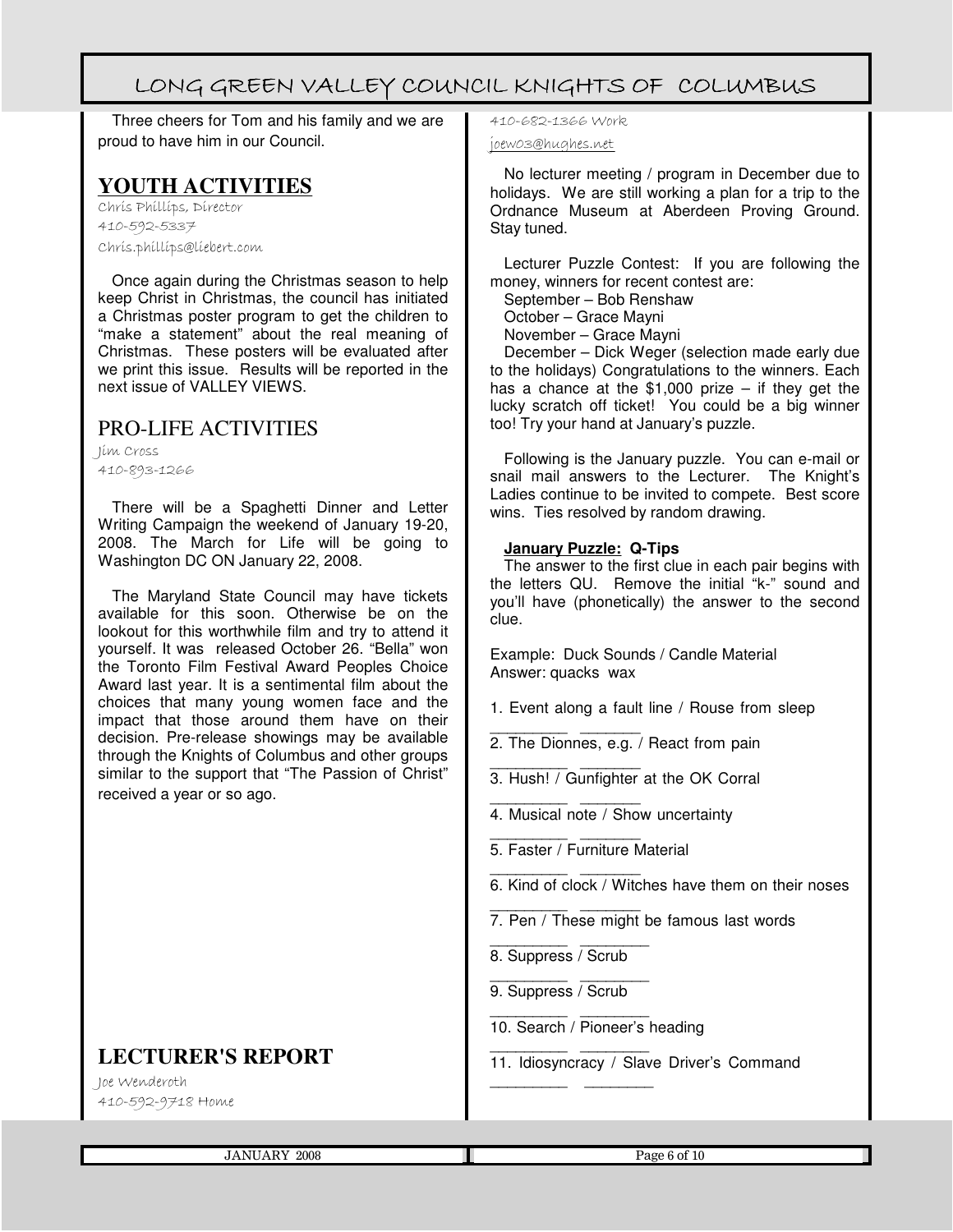Three cheers for Tom and his family and we are proud to have him in our Council.

## YOUTH ACTIVITIES

Chris Phillips, Director
410-592-5337
Chris.phillips@liebert.com

Once again during the Christmas season to help keep Christ in Christmas, the council has initiated a Christmas poster program to get the children to "make a statement" about the real meaning of Christmas. These posters will be evaluated after we print this issue. Results will be reported in the next issue of VALLEY VIEWS.

## PRO-LIFE ACTIVITIES

Jim Cross
410-893-1266

There will be a Spaghetti Dinner and Letter Writing Campaign the weekend of January 19-20, 2008. The March for Life will be going to Washington DC ON January 22, 2008.

The Maryland State Council may have tickets available for this soon. Otherwise be on the lookout for this worthwhile film and try to attend it yourself. It was released October 26. "Bella" won the Toronto Film Festival Award Peoples Choice Award last year. It is a sentimental film about the choices that many young women face and the impact that those around them have on their decision. Pre-release showings may be available through the Knights of Columbus and other groups similar to the support that "The Passion of Christ" received a year or so ago.

## LECTURER'S REPORT

Joe Wenderoth
410-592-9718 Home
410-682-1366 Work
joew03@hughes.net

No lecturer meeting / program in December due to holidays. We are still working a plan for a trip to the Ordnance Museum at Aberdeen Proving Ground. Stay tuned.

Lecturer Puzzle Contest: If you are following the money, winners for recent contest are:

September – Bob Renshaw
October – Grace Mayni
November – Grace Mayni
December – Dick Weger (selection made early due to the holidays) Congratulations to the winners. Each has a chance at the $1,000 prize – if they get the lucky scratch off ticket! You could be a big winner too! Try your hand at January's puzzle.

Following is the January puzzle. You can e-mail or snail mail answers to the Lecturer. The Knight's Ladies continue to be invited to compete. Best score wins. Ties resolved by random drawing.

**January Puzzle: Q-Tips**

The answer to the first clue in each pair begins with the letters QU. Remove the initial "k-" sound and you'll have (phonetically) the answer to the second clue.

Example: Duck Sounds / Candle Material
Answer: quacks wax

1. Event along a fault line / Rouse from sleep
_________ _______
2. The Dionnes, e.g. / React from pain
_________ _______
3. Hush! / Gunfighter at the OK Corral
_________ _______
4. Musical note / Show uncertainty
_________ _______
5. Faster / Furniture Material
_________ _______
6. Kind of clock / Witches have them on their noses
_________ _______
7. Pen / These might be famous last words
_________ ________
8. Suppress / Scrub
_________ ________
9. Suppress / Scrub
_________ ________
10. Search / Pioneer's heading
_________ ________
11. Idiosyncracy / Slave Driver's Command
_________ ________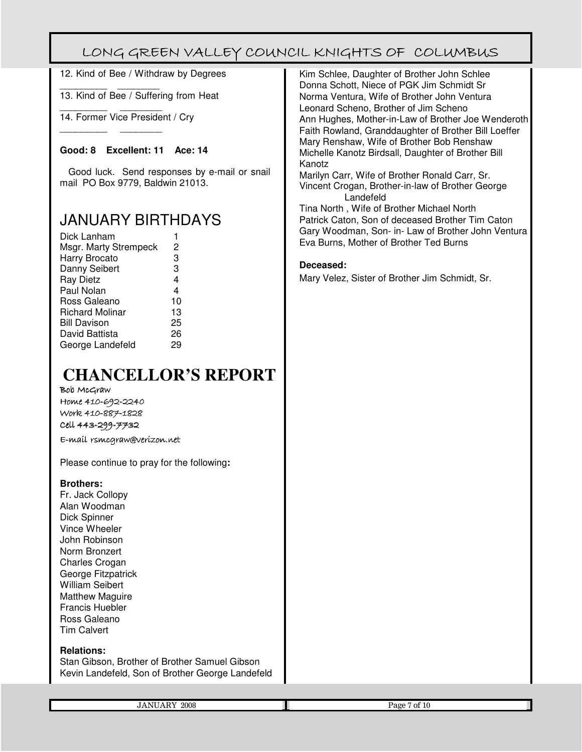12. Kind of Bee / Withdraw by Degrees

_________ ________

13. Kind of Bee / Suffering from Heat

_________ ________

14. Former Vice President / Cry

_________ ________

**Good: 8 Excellent: 11 Ace: 14**

Good luck. Send responses by e-mail or snail mail PO Box 9779, Baldwin 21013.

## JANUARY BIRTHDAYS

| | |
|---|---|
| Dick Lanham | 1 |
| Msgr. Marty Strempeck | 2 |
| Harry Brocato | 3 |
| Danny Seibert | 3 |
| Ray Dietz | 4 |
| Paul Nolan | 4 |
| Ross Galeano | 10 |
| Richard Molinar | 13 |
| Bill Davison | 25 |
| David Battista | 26 |
| George Landefeld | 29 |

# CHANCELLOR'S REPORT

Bob McGraw
Home 410-692-2240
Work 410-887-1828
Cell 443-299-7732
E-mail rsmcgraw@verizon.net

Please continue to pray for the following**:**

**Brothers:**

Fr. Jack Collopy
Alan Woodman
Dick Spinner
Vince Wheeler
John Robinson
Norm Bronzert
Charles Crogan
George Fitzpatrick
William Seibert
Matthew Maguire
Francis Huebler
Ross Galeano
Tim Calvert

**Relations:**

Stan Gibson, Brother of Brother Samuel Gibson
Kevin Landefeld, Son of Brother George Landefeld
Kim Schlee, Daughter of Brother John Schlee
Donna Schott, Niece of PGK Jim Schmidt Sr
Norma Ventura, Wife of Brother John Ventura
Leonard Scheno, Brother of Jim Scheno
Ann Hughes, Mother-in-Law of Brother Joe Wenderoth
Faith Rowland, Granddaughter of Brother Bill Loeffer
Mary Renshaw, Wife of Brother Bob Renshaw
Michelle Kanotz Birdsall, Daughter of Brother Bill Kanotz
Marilyn Carr, Wife of Brother Ronald Carr, Sr.
Vincent Crogan, Brother-in-law of Brother George Landefeld
Tina North , Wife of Brother Michael North
Patrick Caton, Son of deceased Brother Tim Caton
Gary Woodman, Son- in- Law of Brother John Ventura
Eva Burns, Mother of Brother Ted Burns

**Deceased:**

Mary Velez, Sister of Brother Jim Schmidt, Sr.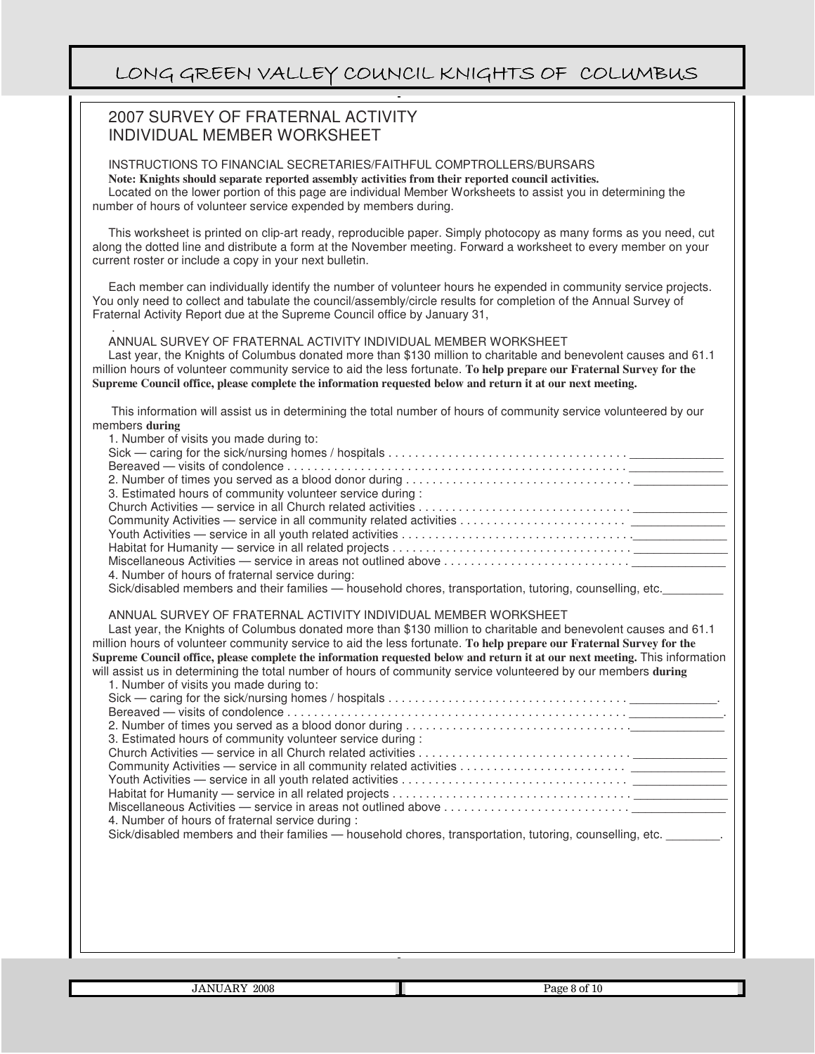## 2007 SURVEY OF FRATERNAL ACTIVITY
## INDIVIDUAL MEMBER WORKSHEET

INSTRUCTIONS TO FINANCIAL SECRETARIES/FAITHFUL COMPTROLLERS/BURSARS

**Note: Knights should separate reported assembly activities from their reported council activities.**

Located on the lower portion of this page are individual Member Worksheets to assist you in determining the number of hours of volunteer service expended by members during.

This worksheet is printed on clip-art ready, reproducible paper. Simply photocopy as many forms as you need, cut along the dotted line and distribute a form at the November meeting. Forward a worksheet to every member on your current roster or include a copy in your next bulletin.

Each member can individually identify the number of volunteer hours he expended in community service projects. You only need to collect and tabulate the council/assembly/circle results for completion of the Annual Survey of Fraternal Activity Report due at the Supreme Council office by January 31,

.

ANNUAL SURVEY OF FRATERNAL ACTIVITY INDIVIDUAL MEMBER WORKSHEET

Last year, the Knights of Columbus donated more than $130 million to charitable and benevolent causes and 61.1 million hours of volunteer community service to aid the less fortunate. **To help prepare our Fraternal Survey for the Supreme Council office, please complete the information requested below and return it at our next meeting.**

This information will assist us in determining the total number of hours of community service volunteered by our members **during**

1. Number of visits you made during to:
   Sick — caring for the sick/nursing homes / hospitals . . . . . . . . . . . . . . . . . . . . . . . . . . . . . . . . . . . . _____________
   Bereaved — visits of condolence . . . . . . . . . . . . . . . . . . . . . . . . . . . . . . . . . . . . . . . . . . . . . . . . . . . _____________
2. Number of times you served as a blood donor during . . . . . . . . . . . . . . . . . . . . . . . . . . . . . . . . . . _____________
3. Estimated hours of community volunteer service during :
   Church Activities — service in all Church related activities . . . . . . . . . . . . . . . . . . . . . . . . . . . . . . . _____________
   Community Activities — service in all community related activities . . . . . . . . . . . . . . . . . . . . . . . . _____________
   Youth Activities — service in all youth related activities . . . . . . . . . . . . . . . . . . . . . . . . . . . . . . . . . ._____________
   Habitat for Humanity — service in all related projects . . . . . . . . . . . . . . . . . . . . . . . . . . . . . . . . . . . _____________
   Miscellaneous Activities — service in areas not outlined above . . . . . . . . . . . . . . . . . . . . . . . . . . . _____________
4. Number of hours of fraternal service during:
   Sick/disabled members and their families — household chores, transportation, tutoring, counselling, etc._________

ANNUAL SURVEY OF FRATERNAL ACTIVITY INDIVIDUAL MEMBER WORKSHEET

Last year, the Knights of Columbus donated more than $130 million to charitable and benevolent causes and 61.1 million hours of volunteer community service to aid the less fortunate. **To help prepare our Fraternal Survey for the Supreme Council office, please complete the information requested below and return it at our next meeting.** This information will assist us in determining the total number of hours of community service volunteered by our members **during**

1. Number of visits you made during to:
   Sick — caring for the sick/nursing homes / hospitals . . . . . . . . . . . . . . . . . . . . . . . . . . . . . . . . . . . . ____________.
   Bereaved — visits of condolence . . . . . . . . . . . . . . . . . . . . . . . . . . . . . . . . . . . . . . . . . . . . . . . . . . _____________.
2. Number of times you served as a blood donor during . . . . . . . . . . . . . . . . . . . . . . . . . . . . . . . . . ._____________
3. Estimated hours of community volunteer service during :
   Church Activities — service in all Church related activities . . . . . . . . . . . . . . . . . . . . . . . . . . . . . . . _____________
   Community Activities — service in all community related activities . . . . . . . . . . . . . . . . . . . . . . . . _____________
   Youth Activities — service in all youth related activities . . . . . . . . . . . . . . . . . . . . . . . . . . . . . . . . . _____________
   Habitat for Humanity — service in all related projects . . . . . . . . . . . . . . . . . . . . . . . . . . . . . . . . . . . _____________
   Miscellaneous Activities — service in areas not outlined above . . . . . . . . . . . . . . . . . . . . . . . . . . . _____________
4. Number of hours of fraternal service during :
   Sick/disabled members and their families — household chores, transportation, tutoring, counselling, etc. ________.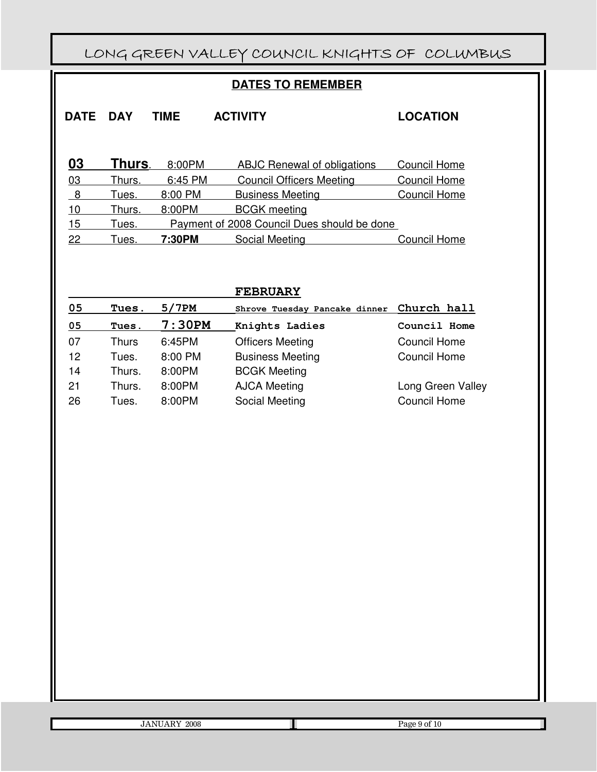## DATES TO REMEMBER

| DATE | DAY | TIME | ACTIVITY | LOCATION |
|---|---|---|---|---|
| **03** | **Thurs.** | 8:00PM | ABJC Renewal of obligations | Council Home |
| 03 | Thurs. | 6:45 PM | Council Officers Meeting | Council Home |
| 8 | Tues. | 8:00 PM | Business Meeting | Council Home |
| 10 | Thurs. | 8:00PM | BCGK meeting | |
| 15 | Tues. | | Payment of 2008 Council Dues should be done | |
| 22 | Tues. | **7:30PM** | Social Meeting | Council Home |

### FEBRUARY

| DATE | DAY | TIME | ACTIVITY | LOCATION |
|---|---|---|---|---|
| **05** | **Tues.** | **5/7PM** | **Shrove Tuesday Pancake dinner** | **Church hall** |
| **05** | **Tues.** | **7:30PM** | **Knights Ladies** | **Council Home** |
| 07 | Thurs | 6:45PM | Officers Meeting | Council Home |
| 12 | Tues. | 8:00 PM | Business Meeting | Council Home |
| 14 | Thurs. | 8:00PM | BCGK Meeting | |
| 21 | Thurs. | 8:00PM | AJCA Meeting | Long Green Valley |
| 26 | Tues. | 8:00PM | Social Meeting | Council Home |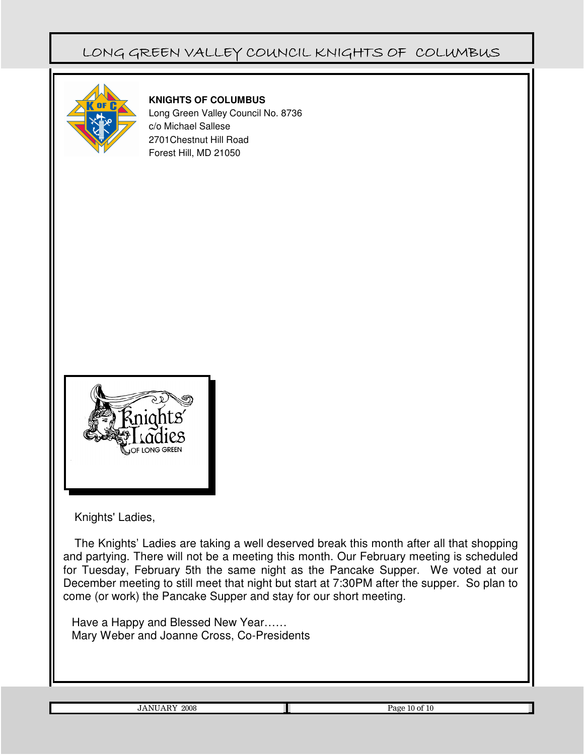**KNIGHTS OF COLUMBUS**
Long Green Valley Council No. 8736
c/o Michael Sallese
2701Chestnut Hill Road
Forest Hill, MD 21050

Knights' Ladies,

The Knights' Ladies are taking a well deserved break this month after all that shopping and partying. There will not be a meeting this month. Our February meeting is scheduled for Tuesday, February 5th the same night as the Pancake Supper. We voted at our December meeting to still meet that night but start at 7:30PM after the supper. So plan to come (or work) the Pancake Supper and stay for our short meeting.

Have a Happy and Blessed New Year……
Mary Weber and Joanne Cross, Co-Presidents